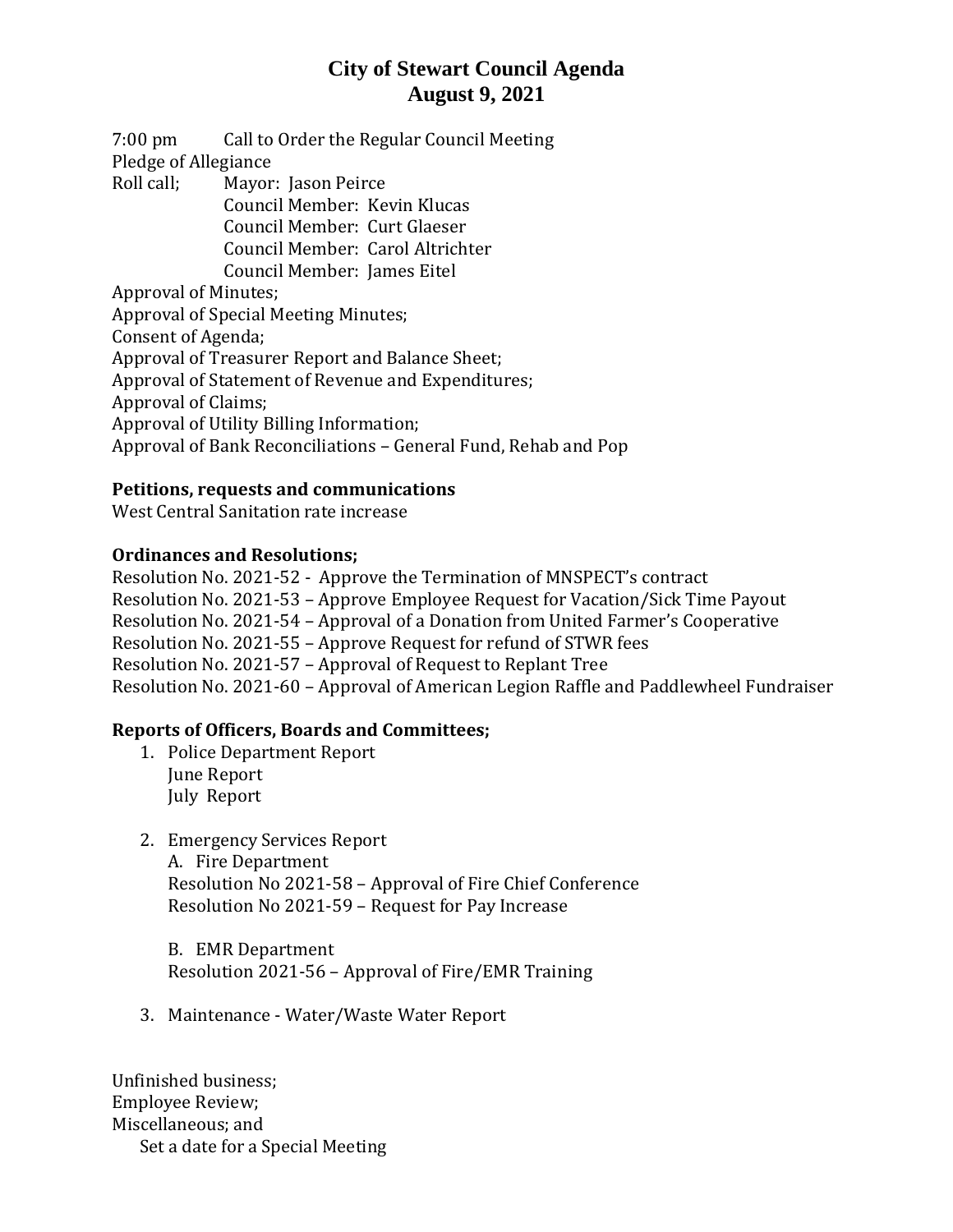# City of Stewart Council Agenda
## August 9, 2021

7:00 pm Call to Order the Regular Council Meeting

Pledge of Allegiance

Roll call; Mayor: Jason Peirce
Council Member: Kevin Klucas
Council Member: Curt Glaeser
Council Member: Carol Altrichter
Council Member: James Eitel

Approval of Minutes;

Approval of Special Meeting Minutes;

Consent of Agenda;

Approval of Treasurer Report and Balance Sheet;

Approval of Statement of Revenue and Expenditures;

Approval of Claims;

Approval of Utility Billing Information;

Approval of Bank Reconciliations – General Fund, Rehab and Pop

**Petitions, requests and communications**

West Central Sanitation rate increase

**Ordinances and Resolutions;**

Resolution No. 2021-52 - Approve the Termination of MNSPECT's contract

Resolution No. 2021-53 – Approve Employee Request for Vacation/Sick Time Payout

Resolution No. 2021-54 – Approval of a Donation from United Farmer's Cooperative

Resolution No. 2021-55 – Approve Request for refund of STWR fees

Resolution No. 2021-57 – Approval of Request to Replant Tree

Resolution No. 2021-60 – Approval of American Legion Raffle and Paddlewheel Fundraiser

**Reports of Officers, Boards and Committees;**

1. Police Department Report
   June Report
   July Report

2. Emergency Services Report
   A. Fire Department
   Resolution No 2021-58 – Approval of Fire Chief Conference
   Resolution No 2021-59 – Request for Pay Increase

   B. EMR Department
   Resolution 2021-56 – Approval of Fire/EMR Training

3. Maintenance - Water/Waste Water Report

Unfinished business;

Employee Review;

Miscellaneous; and

Set a date for a Special Meeting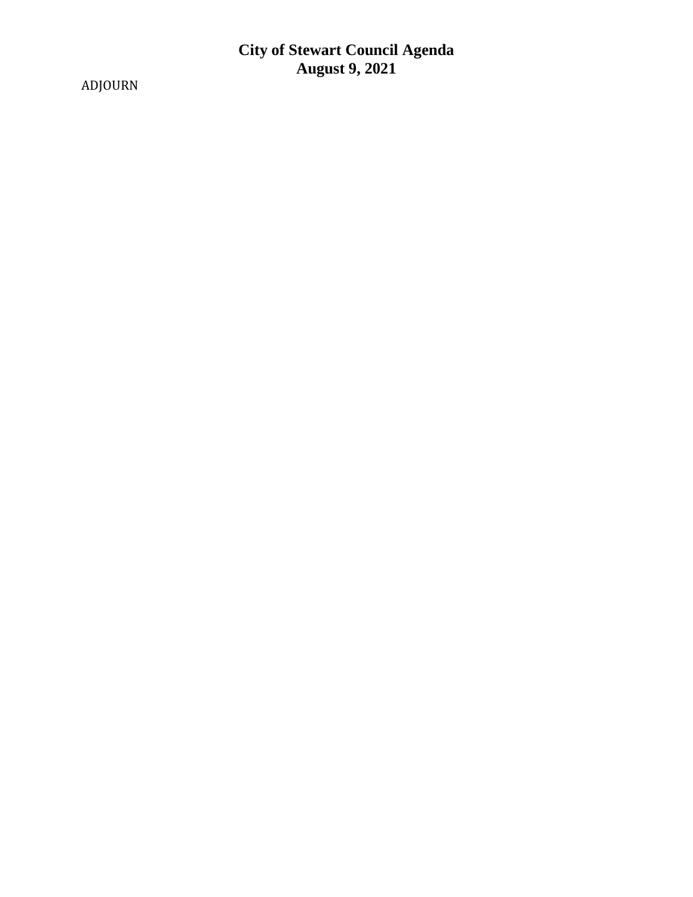ADJOURN